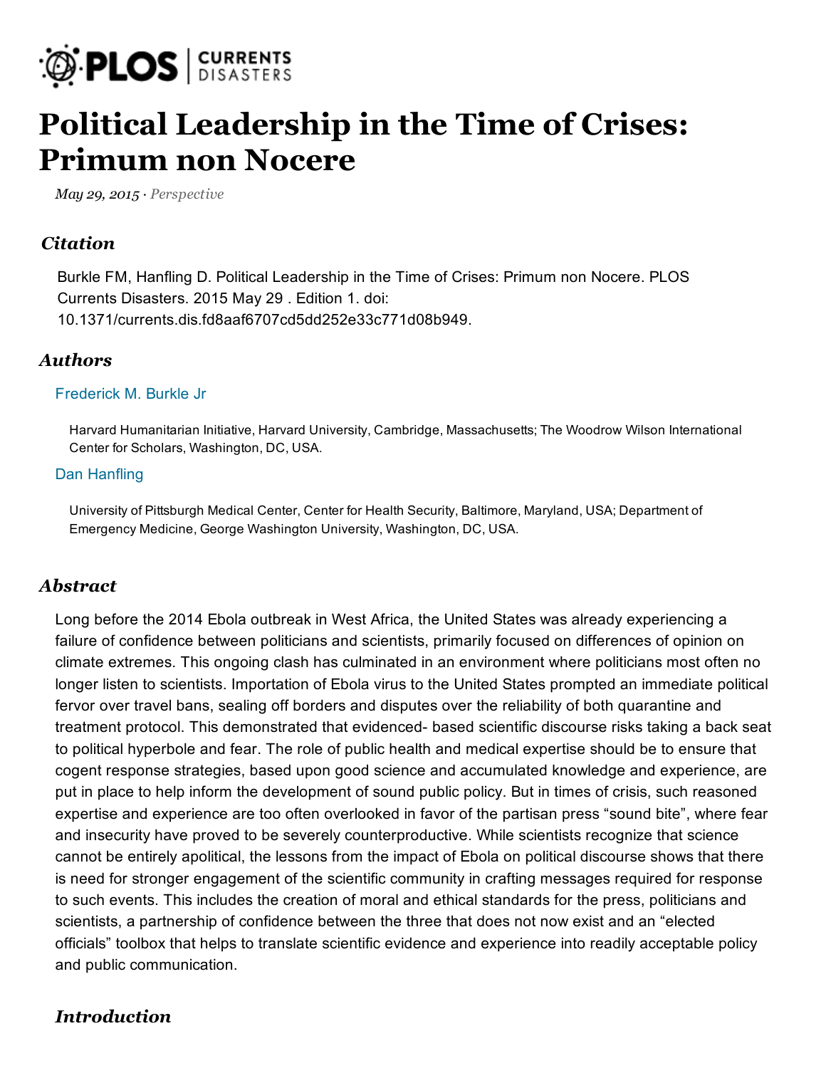# Political Leadership in the Time of Crises: Primum non Nocere

*May 29, 2015 · Perspective*

## Citation

Burkle FM, Hanfling D. Political Leadership in the Time of Crises: Primum non Nocere. PLOS Currents Disasters. 2015 May 29 . Edition 1. doi: 10.1371/currents.dis.fd8aaf6707cd5dd252e33c771d08b949.

## Authors

Frederick M. Burkle Jr

Harvard Humanitarian Initiative, Harvard University, Cambridge, Massachusetts; The Woodrow Wilson International Center for Scholars, Washington, DC, USA.

Dan Hanfling

University of Pittsburgh Medical Center, Center for Health Security, Baltimore, Maryland, USA; Department of Emergency Medicine, George Washington University, Washington, DC, USA.

## Abstract

Long before the 2014 Ebola outbreak in West Africa, the United States was already experiencing a failure of confidence between politicians and scientists, primarily focused on differences of opinion on climate extremes. This ongoing clash has culminated in an environment where politicians most often no longer listen to scientists. Importation of Ebola virus to the United States prompted an immediate political fervor over travel bans, sealing off borders and disputes over the reliability of both quarantine and treatment protocol. This demonstrated that evidenced- based scientific discourse risks taking a back seat to political hyperbole and fear. The role of public health and medical expertise should be to ensure that cogent response strategies, based upon good science and accumulated knowledge and experience, are put in place to help inform the development of sound public policy. But in times of crisis, such reasoned expertise and experience are too often overlooked in favor of the partisan press "sound bite", where fear and insecurity have proved to be severely counterproductive. While scientists recognize that science cannot be entirely apolitical, the lessons from the impact of Ebola on political discourse shows that there is need for stronger engagement of the scientific community in crafting messages required for response to such events. This includes the creation of moral and ethical standards for the press, politicians and scientists, a partnership of confidence between the three that does not now exist and an "elected officials" toolbox that helps to translate scientific evidence and experience into readily acceptable policy and public communication.

## Introduction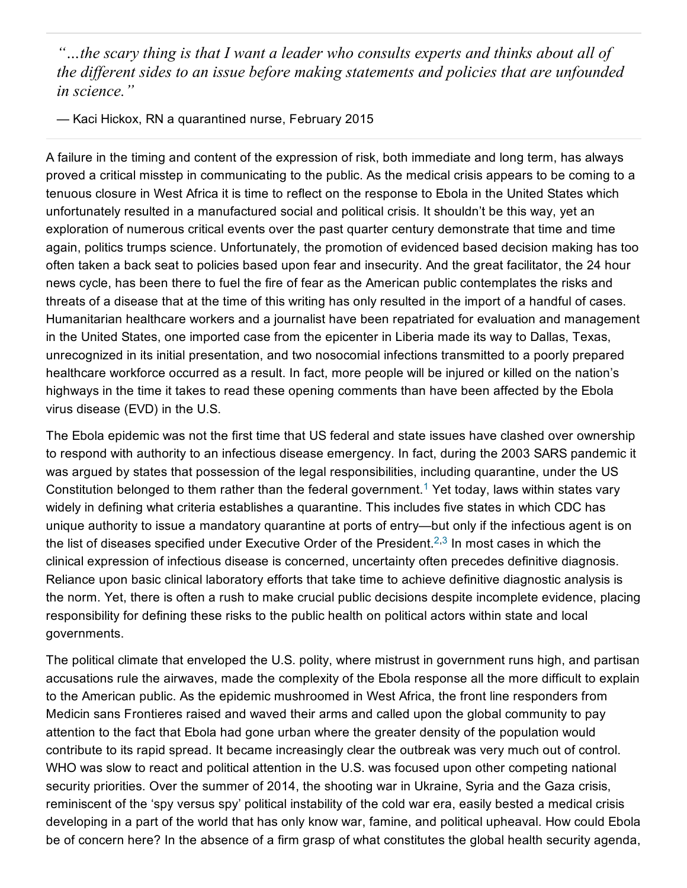> *"…the scary thing is that I want a leader who consults experts and thinks about all of the different sides to an issue before making statements and policies that are unfounded in science."*
>
> — Kaci Hickox, RN a quarantined nurse, February 2015

A failure in the timing and content of the expression of risk, both immediate and long term, has always proved a critical misstep in communicating to the public. As the medical crisis appears to be coming to a tenuous closure in West Africa it is time to reflect on the response to Ebola in the United States which unfortunately resulted in a manufactured social and political crisis. It shouldn't be this way, yet an exploration of numerous critical events over the past quarter century demonstrate that time and time again, politics trumps science. Unfortunately, the promotion of evidenced based decision making has too often taken a back seat to policies based upon fear and insecurity. And the great facilitator, the 24 hour news cycle, has been there to fuel the fire of fear as the American public contemplates the risks and threats of a disease that at the time of this writing has only resulted in the import of a handful of cases. Humanitarian healthcare workers and a journalist have been repatriated for evaluation and management in the United States, one imported case from the epicenter in Liberia made its way to Dallas, Texas, unrecognized in its initial presentation, and two nosocomial infections transmitted to a poorly prepared healthcare workforce occurred as a result. In fact, more people will be injured or killed on the nation's highways in the time it takes to read these opening comments than have been affected by the Ebola virus disease (EVD) in the U.S.

The Ebola epidemic was not the first time that US federal and state issues have clashed over ownership to respond with authority to an infectious disease emergency. In fact, during the 2003 SARS pandemic it was argued by states that possession of the legal responsibilities, including quarantine, under the US Constitution belonged to them rather than the federal government.[1] Yet today, laws within states vary widely in defining what criteria establishes a quarantine. This includes five states in which CDC has unique authority to issue a mandatory quarantine at ports of entry—but only if the infectious agent is on the list of diseases specified under Executive Order of the President.[2,3] In most cases in which the clinical expression of infectious disease is concerned, uncertainty often precedes definitive diagnosis. Reliance upon basic clinical laboratory efforts that take time to achieve definitive diagnostic analysis is the norm. Yet, there is often a rush to make crucial public decisions despite incomplete evidence, placing responsibility for defining these risks to the public health on political actors within state and local governments.

The political climate that enveloped the U.S. polity, where mistrust in government runs high, and partisan accusations rule the airwaves, made the complexity of the Ebola response all the more difficult to explain to the American public. As the epidemic mushroomed in West Africa, the front line responders from Medicin sans Frontieres raised and waved their arms and called upon the global community to pay attention to the fact that Ebola had gone urban where the greater density of the population would contribute to its rapid spread. It became increasingly clear the outbreak was very much out of control. WHO was slow to react and political attention in the U.S. was focused upon other competing national security priorities. Over the summer of 2014, the shooting war in Ukraine, Syria and the Gaza crisis, reminiscent of the 'spy versus spy' political instability of the cold war era, easily bested a medical crisis developing in a part of the world that has only know war, famine, and political upheaval. How could Ebola be of concern here? In the absence of a firm grasp of what constitutes the global health security agenda,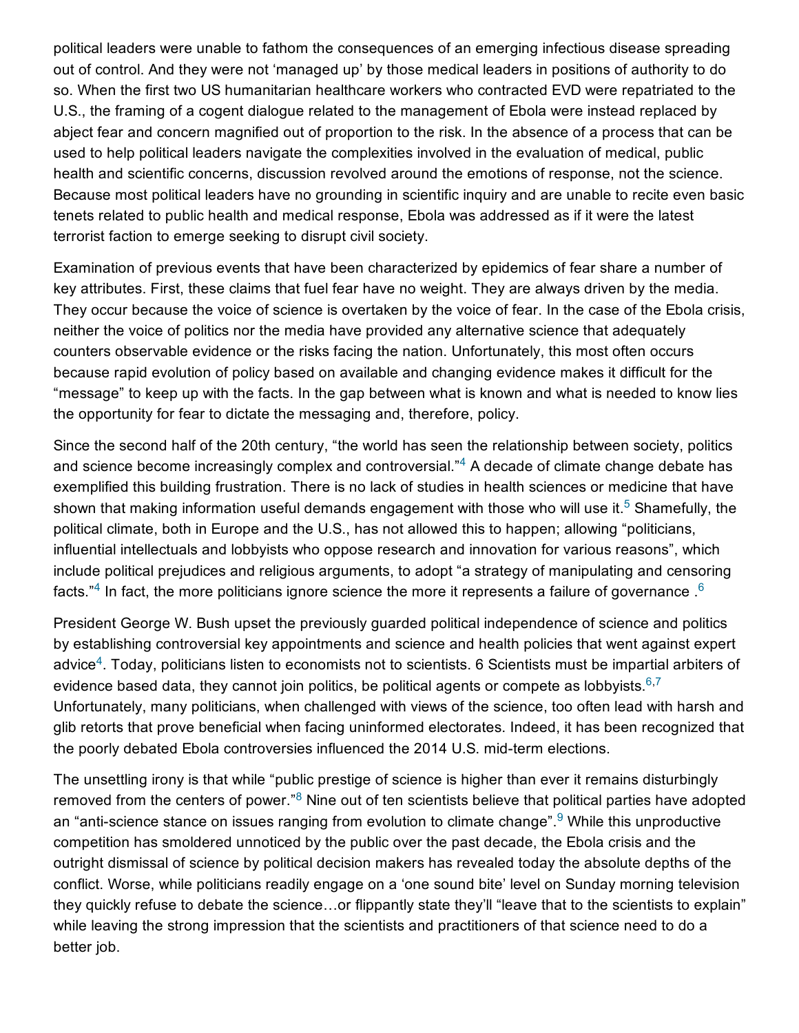political leaders were unable to fathom the consequences of an emerging infectious disease spreading out of control. And they were not 'managed up' by those medical leaders in positions of authority to do so. When the first two US humanitarian healthcare workers who contracted EVD were repatriated to the U.S., the framing of a cogent dialogue related to the management of Ebola were instead replaced by abject fear and concern magnified out of proportion to the risk. In the absence of a process that can be used to help political leaders navigate the complexities involved in the evaluation of medical, public health and scientific concerns, discussion revolved around the emotions of response, not the science. Because most political leaders have no grounding in scientific inquiry and are unable to recite even basic tenets related to public health and medical response, Ebola was addressed as if it were the latest terrorist faction to emerge seeking to disrupt civil society.

Examination of previous events that have been characterized by epidemics of fear share a number of key attributes. First, these claims that fuel fear have no weight. They are always driven by the media. They occur because the voice of science is overtaken by the voice of fear. In the case of the Ebola crisis, neither the voice of politics nor the media have provided any alternative science that adequately counters observable evidence or the risks facing the nation. Unfortunately, this most often occurs because rapid evolution of policy based on available and changing evidence makes it difficult for the "message" to keep up with the facts. In the gap between what is known and what is needed to know lies the opportunity for fear to dictate the messaging and, therefore, policy.

Since the second half of the 20th century, "the world has seen the relationship between society, politics and science become increasingly complex and controversial."[4] A decade of climate change debate has exemplified this building frustration. There is no lack of studies in health sciences or medicine that have shown that making information useful demands engagement with those who will use it.[5] Shamefully, the political climate, both in Europe and the U.S., has not allowed this to happen; allowing "politicians, influential intellectuals and lobbyists who oppose research and innovation for various reasons", which include political prejudices and religious arguments, to adopt "a strategy of manipulating and censoring facts."[4] In fact, the more politicians ignore science the more it represents a failure of governance .[6]

President George W. Bush upset the previously guarded political independence of science and politics by establishing controversial key appointments and science and health policies that went against expert advice[4]. Today, politicians listen to economists not to scientists. 6 Scientists must be impartial arbiters of evidence based data, they cannot join politics, be political agents or compete as lobbyists.[6,7] Unfortunately, many politicians, when challenged with views of the science, too often lead with harsh and glib retorts that prove beneficial when facing uninformed electorates. Indeed, it has been recognized that the poorly debated Ebola controversies influenced the 2014 U.S. mid-term elections.

The unsettling irony is that while "public prestige of science is higher than ever it remains disturbingly removed from the centers of power."[8] Nine out of ten scientists believe that political parties have adopted an "anti-science stance on issues ranging from evolution to climate change".[9] While this unproductive competition has smoldered unnoticed by the public over the past decade, the Ebola crisis and the outright dismissal of science by political decision makers has revealed today the absolute depths of the conflict. Worse, while politicians readily engage on a 'one sound bite' level on Sunday morning television they quickly refuse to debate the science…or flippantly state they'll "leave that to the scientists to explain" while leaving the strong impression that the scientists and practitioners of that science need to do a better job.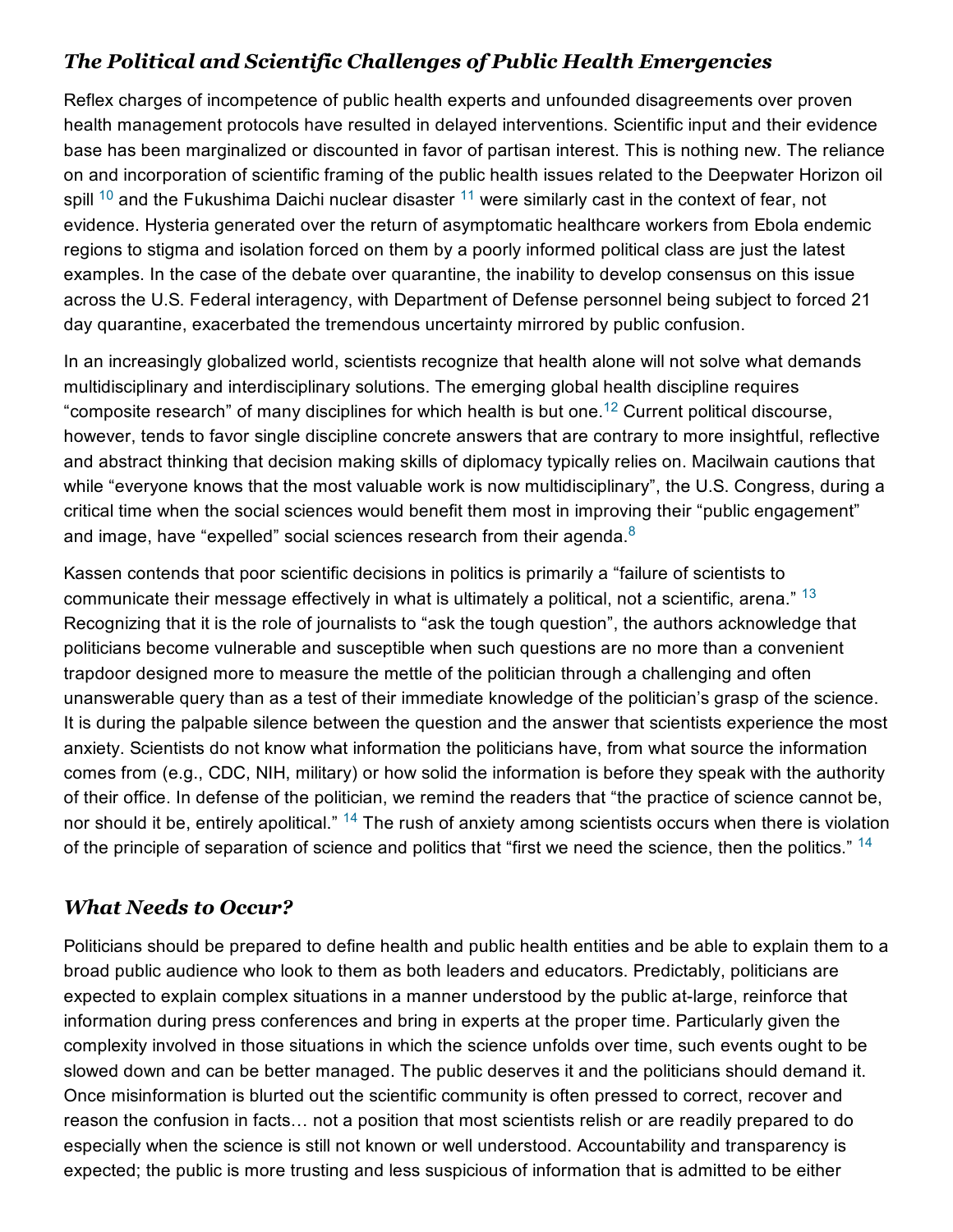## *The Political and Scientific Challenges of Public Health Emergencies*

Reflex charges of incompetence of public health experts and unfounded disagreements over proven health management protocols have resulted in delayed interventions. Scientific input and their evidence base has been marginalized or discounted in favor of partisan interest. This is nothing new. The reliance on and incorporation of scientific framing of the public health issues related to the Deepwater Horizon oil spill [10] and the Fukushima Daichi nuclear disaster [11] were similarly cast in the context of fear, not evidence. Hysteria generated over the return of asymptomatic healthcare workers from Ebola endemic regions to stigma and isolation forced on them by a poorly informed political class are just the latest examples. In the case of the debate over quarantine, the inability to develop consensus on this issue across the U.S. Federal interagency, with Department of Defense personnel being subject to forced 21 day quarantine, exacerbated the tremendous uncertainty mirrored by public confusion.

In an increasingly globalized world, scientists recognize that health alone will not solve what demands multidisciplinary and interdisciplinary solutions. The emerging global health discipline requires "composite research" of many disciplines for which health is but one.[12] Current political discourse, however, tends to favor single discipline concrete answers that are contrary to more insightful, reflective and abstract thinking that decision making skills of diplomacy typically relies on. Macilwain cautions that while "everyone knows that the most valuable work is now multidisciplinary", the U.S. Congress, during a critical time when the social sciences would benefit them most in improving their "public engagement" and image, have "expelled" social sciences research from their agenda.[8]

Kassen contends that poor scientific decisions in politics is primarily a "failure of scientists to communicate their message effectively in what is ultimately a political, not a scientific, arena." [13] Recognizing that it is the role of journalists to "ask the tough question", the authors acknowledge that politicians become vulnerable and susceptible when such questions are no more than a convenient trapdoor designed more to measure the mettle of the politician through a challenging and often unanswerable query than as a test of their immediate knowledge of the politician's grasp of the science. It is during the palpable silence between the question and the answer that scientists experience the most anxiety. Scientists do not know what information the politicians have, from what source the information comes from (e.g., CDC, NIH, military) or how solid the information is before they speak with the authority of their office. In defense of the politician, we remind the readers that "the practice of science cannot be, nor should it be, entirely apolitical." [14] The rush of anxiety among scientists occurs when there is violation of the principle of separation of science and politics that "first we need the science, then the politics." [14]

## *What Needs to Occur?*

Politicians should be prepared to define health and public health entities and be able to explain them to a broad public audience who look to them as both leaders and educators. Predictably, politicians are expected to explain complex situations in a manner understood by the public at-large, reinforce that information during press conferences and bring in experts at the proper time. Particularly given the complexity involved in those situations in which the science unfolds over time, such events ought to be slowed down and can be better managed. The public deserves it and the politicians should demand it. Once misinformation is blurted out the scientific community is often pressed to correct, recover and reason the confusion in facts… not a position that most scientists relish or are readily prepared to do especially when the science is still not known or well understood. Accountability and transparency is expected; the public is more trusting and less suspicious of information that is admitted to be either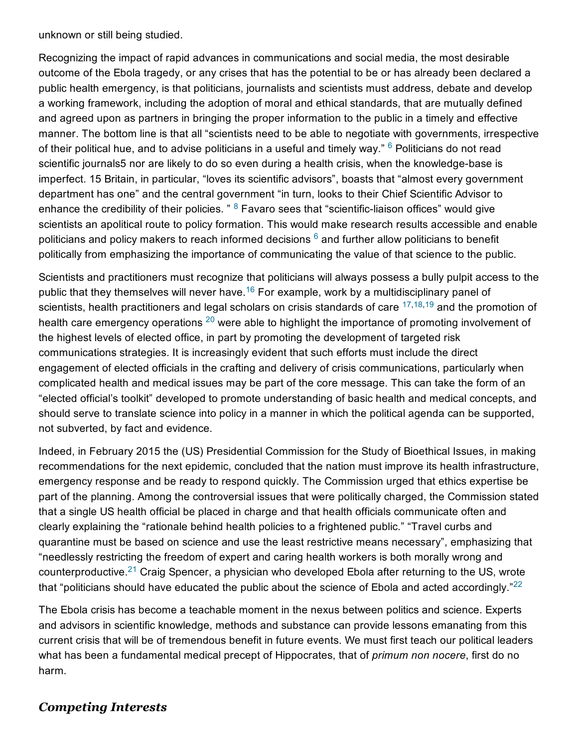unknown or still being studied.

Recognizing the impact of rapid advances in communications and social media, the most desirable outcome of the Ebola tragedy, or any crises that has the potential to be or has already been declared a public health emergency, is that politicians, journalists and scientists must address, debate and develop a working framework, including the adoption of moral and ethical standards, that are mutually defined and agreed upon as partners in bringing the proper information to the public in a timely and effective manner. The bottom line is that all "scientists need to be able to negotiate with governments, irrespective of their political hue, and to advise politicians in a useful and timely way." [6] Politicians do not read scientific journals5 nor are likely to do so even during a health crisis, when the knowledge-base is imperfect. 15 Britain, in particular, "loves its scientific advisors", boasts that "almost every government department has one" and the central government "in turn, looks to their Chief Scientific Advisor to enhance the credibility of their policies. " [8] Favaro sees that "scientific-liaison offices" would give scientists an apolitical route to policy formation. This would make research results accessible and enable politicians and policy makers to reach informed decisions [6] and further allow politicians to benefit politically from emphasizing the importance of communicating the value of that science to the public.

Scientists and practitioners must recognize that politicians will always possess a bully pulpit access to the public that they themselves will never have.[16] For example, work by a multidisciplinary panel of scientists, health practitioners and legal scholars on crisis standards of care [17,18,19] and the promotion of health care emergency operations [20] were able to highlight the importance of promoting involvement of the highest levels of elected office, in part by promoting the development of targeted risk communications strategies. It is increasingly evident that such efforts must include the direct engagement of elected officials in the crafting and delivery of crisis communications, particularly when complicated health and medical issues may be part of the core message. This can take the form of an "elected official's toolkit" developed to promote understanding of basic health and medical concepts, and should serve to translate science into policy in a manner in which the political agenda can be supported, not subverted, by fact and evidence.

Indeed, in February 2015 the (US) Presidential Commission for the Study of Bioethical Issues, in making recommendations for the next epidemic, concluded that the nation must improve its health infrastructure, emergency response and be ready to respond quickly. The Commission urged that ethics expertise be part of the planning. Among the controversial issues that were politically charged, the Commission stated that a single US health official be placed in charge and that health officials communicate often and clearly explaining the "rationale behind health policies to a frightened public." "Travel curbs and quarantine must be based on science and use the least restrictive means necessary", emphasizing that "needlessly restricting the freedom of expert and caring health workers is both morally wrong and counterproductive.[21] Craig Spencer, a physician who developed Ebola after returning to the US, wrote that "politicians should have educated the public about the science of Ebola and acted accordingly."[22]

The Ebola crisis has become a teachable moment in the nexus between politics and science. Experts and advisors in scientific knowledge, methods and substance can provide lessons emanating from this current crisis that will be of tremendous benefit in future events. We must first teach our political leaders what has been a fundamental medical precept of Hippocrates, that of *primum non nocere*, first do no harm.

## *Competing Interests*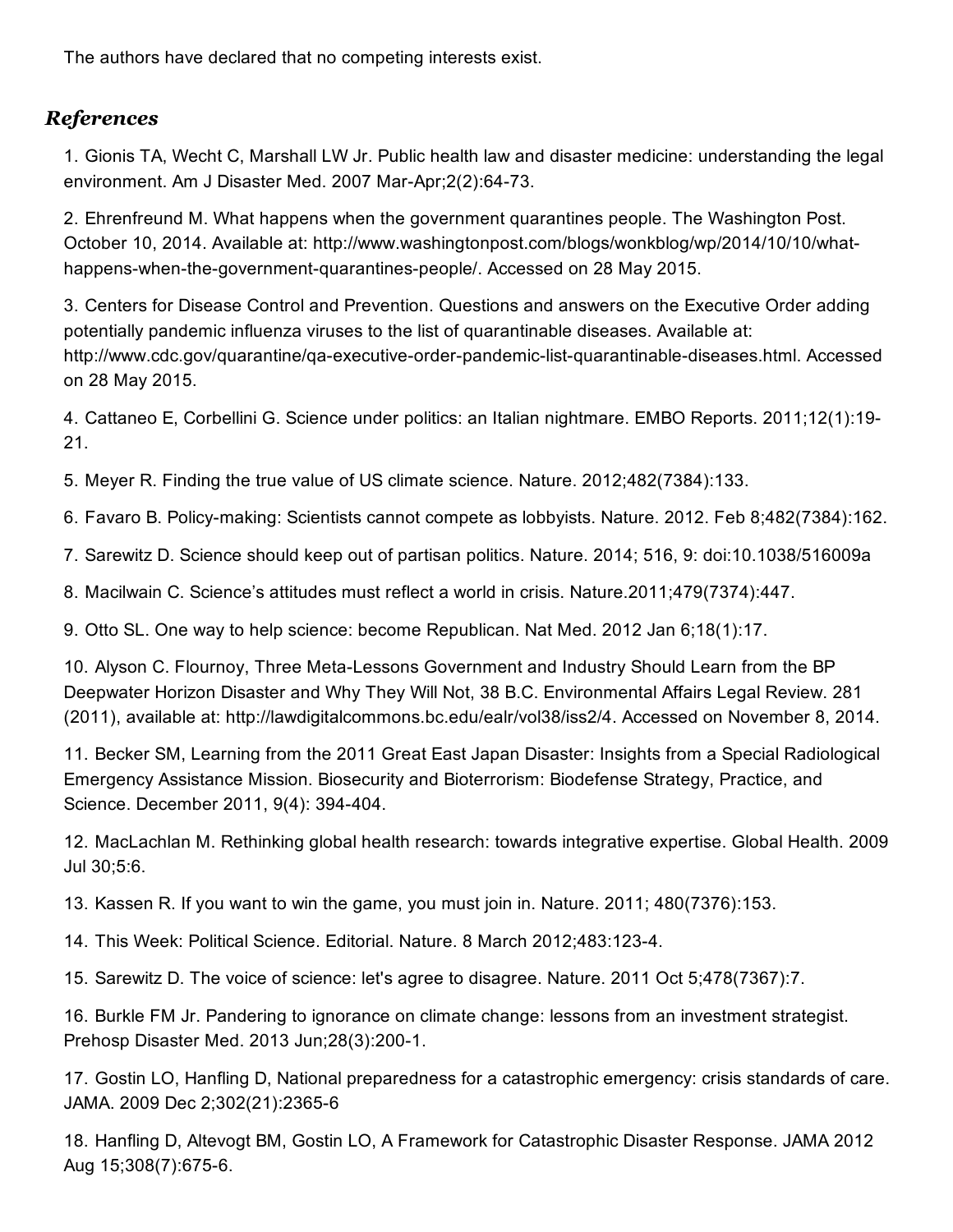The authors have declared that no competing interests exist.

## *References*

1. Gionis TA, Wecht C, Marshall LW Jr. Public health law and disaster medicine: understanding the legal environment. Am J Disaster Med. 2007 Mar-Apr;2(2):64-73.

2. Ehrenfreund M. What happens when the government quarantines people. The Washington Post. October 10, 2014. Available at: http://www.washingtonpost.com/blogs/wonkblog/wp/2014/10/10/what-happens-when-the-government-quarantines-people/. Accessed on 28 May 2015.

3. Centers for Disease Control and Prevention. Questions and answers on the Executive Order adding potentially pandemic influenza viruses to the list of quarantinable diseases. Available at: http://www.cdc.gov/quarantine/qa-executive-order-pandemic-list-quarantinable-diseases.html. Accessed on 28 May 2015.

4. Cattaneo E, Corbellini G. Science under politics: an Italian nightmare. EMBO Reports. 2011;12(1):19-21.

5. Meyer R. Finding the true value of US climate science. Nature. 2012;482(7384):133.

6. Favaro B. Policy-making: Scientists cannot compete as lobbyists. Nature. 2012. Feb 8;482(7384):162.

7. Sarewitz D. Science should keep out of partisan politics. Nature. 2014; 516, 9: doi:10.1038/516009a

8. Macilwain C. Science's attitudes must reflect a world in crisis. Nature.2011;479(7374):447.

9. Otto SL. One way to help science: become Republican. Nat Med. 2012 Jan 6;18(1):17.

10. Alyson C. Flournoy, Three Meta-Lessons Government and Industry Should Learn from the BP Deepwater Horizon Disaster and Why They Will Not, 38 B.C. Environmental Affairs Legal Review. 281 (2011), available at: http://lawdigitalcommons.bc.edu/ealr/vol38/iss2/4. Accessed on November 8, 2014.

11. Becker SM, Learning from the 2011 Great East Japan Disaster: Insights from a Special Radiological Emergency Assistance Mission. Biosecurity and Bioterrorism: Biodefense Strategy, Practice, and Science. December 2011, 9(4): 394-404.

12. MacLachlan M. Rethinking global health research: towards integrative expertise. Global Health. 2009 Jul 30;5:6.

13. Kassen R. If you want to win the game, you must join in. Nature. 2011; 480(7376):153.

14. This Week: Political Science. Editorial. Nature. 8 March 2012;483:123-4.

15. Sarewitz D. The voice of science: let's agree to disagree. Nature. 2011 Oct 5;478(7367):7.

16. Burkle FM Jr. Pandering to ignorance on climate change: lessons from an investment strategist. Prehosp Disaster Med. 2013 Jun;28(3):200-1.

17. Gostin LO, Hanfling D, National preparedness for a catastrophic emergency: crisis standards of care. JAMA. 2009 Dec 2;302(21):2365-6

18. Hanfling D, Altevogt BM, Gostin LO, A Framework for Catastrophic Disaster Response. JAMA 2012 Aug 15;308(7):675-6.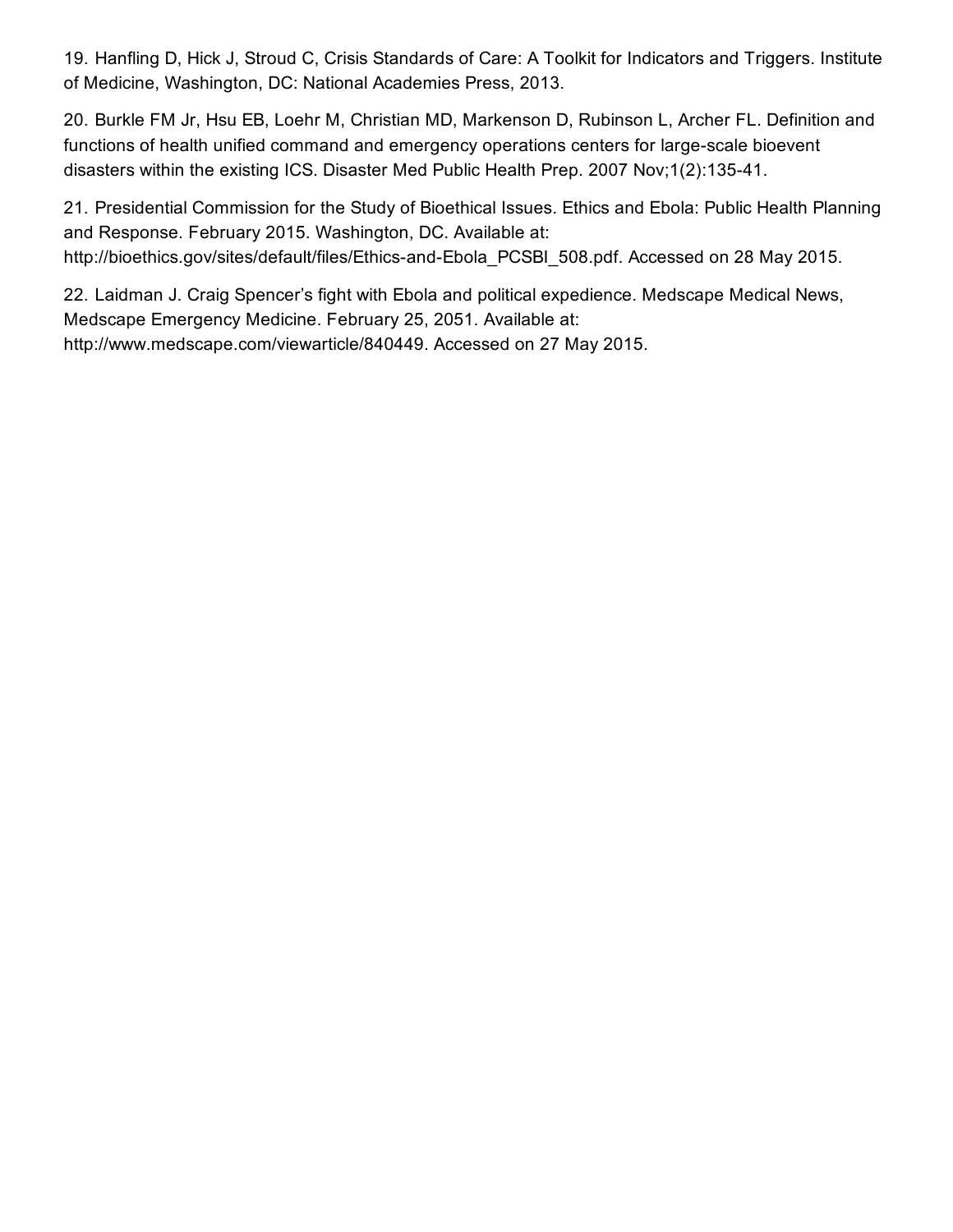19. Hanfling D, Hick J, Stroud C, Crisis Standards of Care: A Toolkit for Indicators and Triggers. Institute of Medicine, Washington, DC: National Academies Press, 2013.

20. Burkle FM Jr, Hsu EB, Loehr M, Christian MD, Markenson D, Rubinson L, Archer FL. Definition and functions of health unified command and emergency operations centers for large-scale bioevent disasters within the existing ICS. Disaster Med Public Health Prep. 2007 Nov;1(2):135-41.

21. Presidential Commission for the Study of Bioethical Issues. Ethics and Ebola: Public Health Planning and Response. February 2015. Washington, DC. Available at: http://bioethics.gov/sites/default/files/Ethics-and-Ebola_PCSBI_508.pdf. Accessed on 28 May 2015.

22. Laidman J. Craig Spencer's fight with Ebola and political expedience. Medscape Medical News, Medscape Emergency Medicine. February 25, 2051. Available at: http://www.medscape.com/viewarticle/840449. Accessed on 27 May 2015.